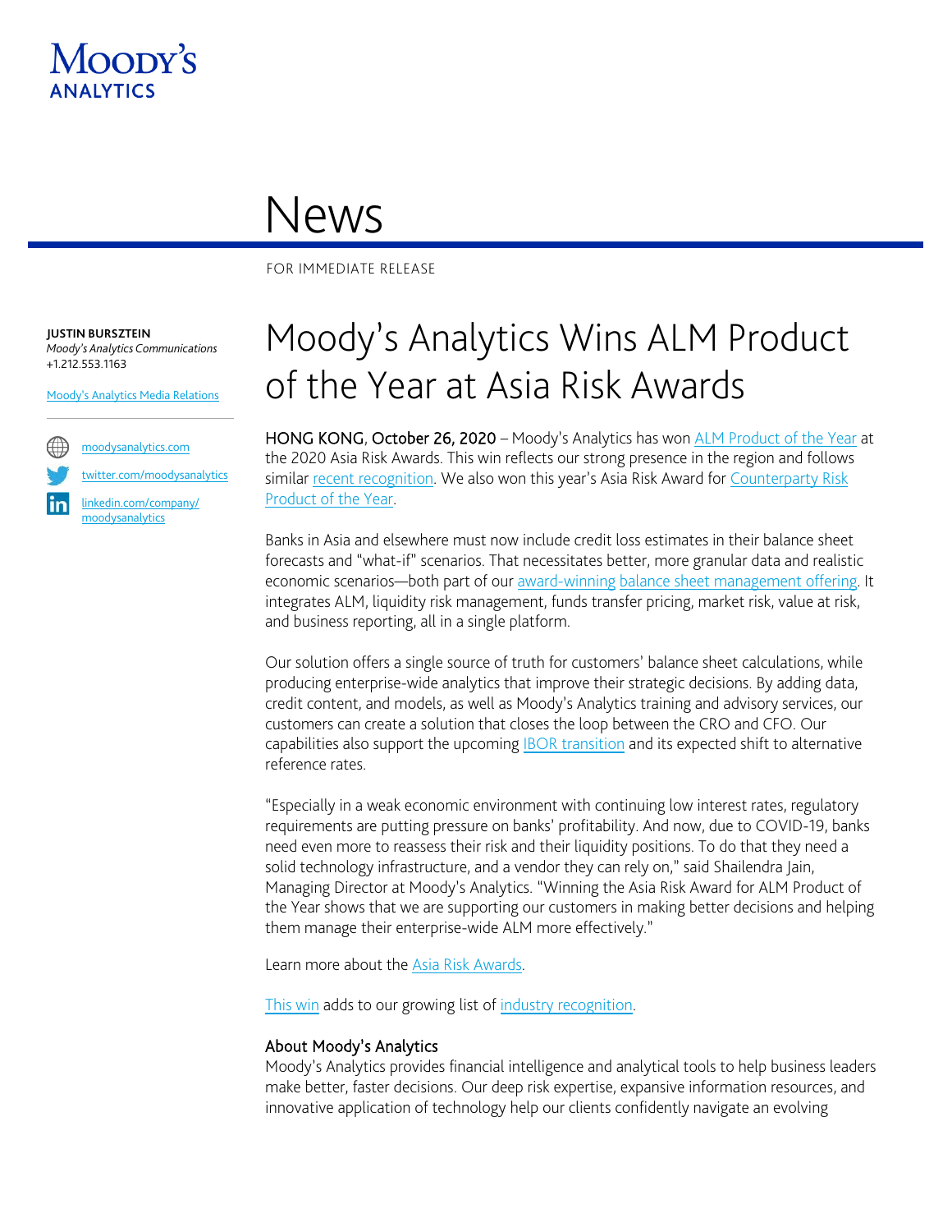Moody's Analytics

# News

FOR IMMEDIATE RELEASE

**JUSTIN BURSZTEIN**
*Moody's Analytics Communications*
+1.212.553.1163

Moody's Analytics Media Relations

moodysanalytics.com
twitter.com/moodysanalytics
linkedin.com/company/moodysanalytics

# Moody's Analytics Wins ALM Product of the Year at Asia Risk Awards

HONG KONG, October 26, 2020 – Moody's Analytics has won ALM Product of the Year at the 2020 Asia Risk Awards. This win reflects our strong presence in the region and follows similar recent recognition. We also won this year's Asia Risk Award for Counterparty Risk Product of the Year.

Banks in Asia and elsewhere must now include credit loss estimates in their balance sheet forecasts and "what-if" scenarios. That necessitates better, more granular data and realistic economic scenarios—both part of our award-winning balance sheet management offering. It integrates ALM, liquidity risk management, funds transfer pricing, market risk, value at risk, and business reporting, all in a single platform.

Our solution offers a single source of truth for customers' balance sheet calculations, while producing enterprise-wide analytics that improve their strategic decisions. By adding data, credit content, and models, as well as Moody's Analytics training and advisory services, our customers can create a solution that closes the loop between the CRO and CFO. Our capabilities also support the upcoming IBOR transition and its expected shift to alternative reference rates.

"Especially in a weak economic environment with continuing low interest rates, regulatory requirements are putting pressure on banks' profitability. And now, due to COVID-19, banks need even more to reassess their risk and their liquidity positions. To do that they need a solid technology infrastructure, and a vendor they can rely on," said Shailendra Jain, Managing Director at Moody's Analytics. "Winning the Asia Risk Award for ALM Product of the Year shows that we are supporting our customers in making better decisions and helping them manage their enterprise-wide ALM more effectively."

Learn more about the Asia Risk Awards.

This win adds to our growing list of industry recognition.

### About Moody's Analytics

Moody's Analytics provides financial intelligence and analytical tools to help business leaders make better, faster decisions. Our deep risk expertise, expansive information resources, and innovative application of technology help our clients confidently navigate an evolving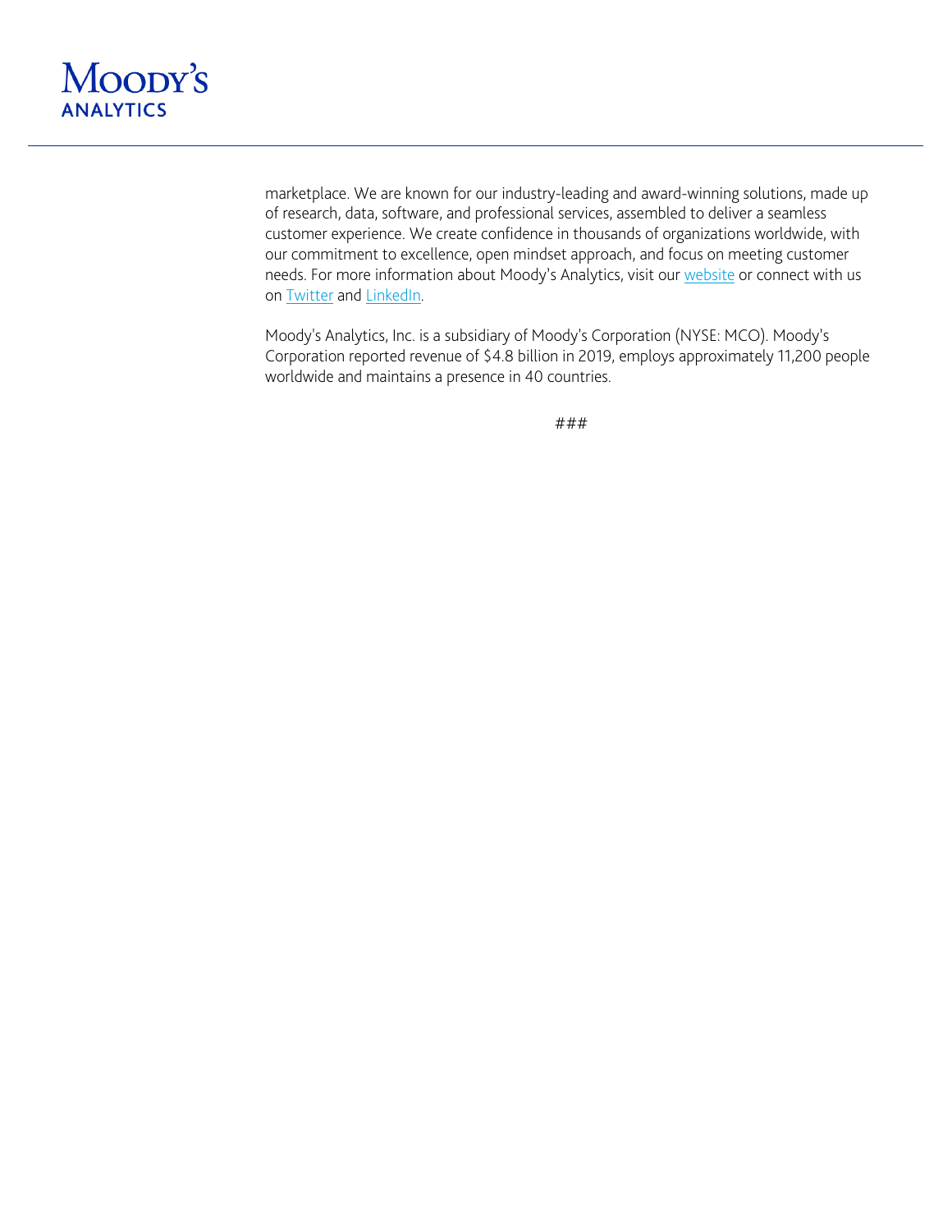marketplace. We are known for our industry-leading and award-winning solutions, made up of research, data, software, and professional services, assembled to deliver a seamless customer experience. We create confidence in thousands of organizations worldwide, with our commitment to excellence, open mindset approach, and focus on meeting customer needs. For more information about Moody's Analytics, visit our website or connect with us on Twitter and LinkedIn.

Moody's Analytics, Inc. is a subsidiary of Moody's Corporation (NYSE: MCO). Moody's Corporation reported revenue of $4.8 billion in 2019, employs approximately 11,200 people worldwide and maintains a presence in 40 countries.

###